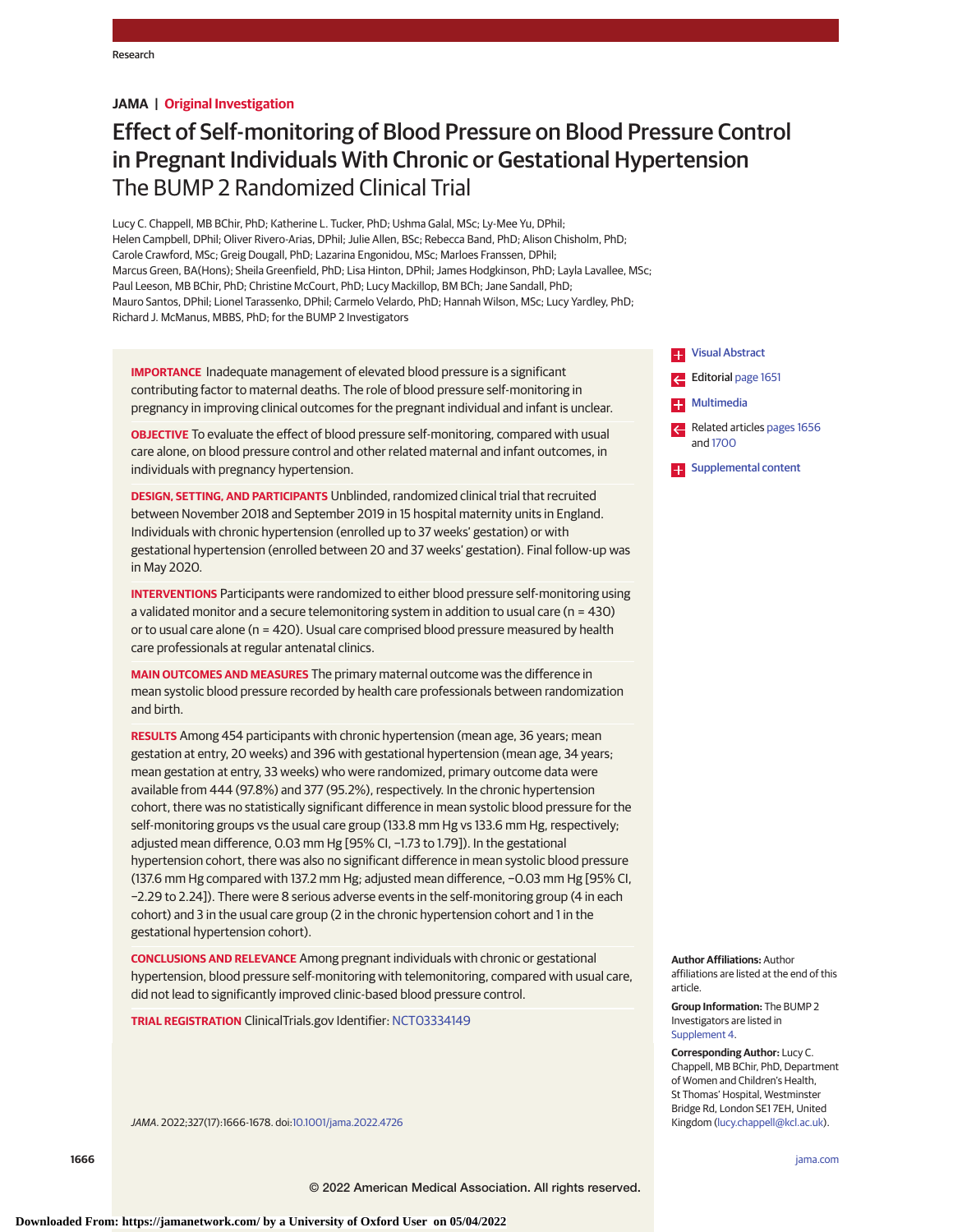JAMA | Original Investigation

# Effect of Self-monitoring of Blood Pressure on Blood Pressure Control in Pregnant Individuals With Chronic or Gestational Hypertension
## The BUMP 2 Randomized Clinical Trial

Lucy C. Chappell, MB BChir, PhD; Katherine L. Tucker, PhD; Ushma Galal, MSc; Ly-Mee Yu, DPhil; Helen Campbell, DPhil; Oliver Rivero-Arias, DPhil; Julie Allen, BSc; Rebecca Band, PhD; Alison Chisholm, PhD; Carole Crawford, MSc; Greig Dougall, PhD; Lazarina Engonidou, MSc; Marloes Franssen, DPhil; Marcus Green, BA(Hons); Sheila Greenfield, PhD; Lisa Hinton, DPhil; James Hodgkinson, PhD; Layla Lavallee, MSc; Paul Leeson, MB BChir, PhD; Christine McCourt, PhD; Lucy Mackillop, BM BCh; Jane Sandall, PhD; Mauro Santos, DPhil; Lionel Tarassenko, DPhil; Carmelo Velardo, PhD; Hannah Wilson, MSc; Lucy Yardley, PhD; Richard J. McManus, MBBS, PhD; for the BUMP 2 Investigators

**IMPORTANCE** Inadequate management of elevated blood pressure is a significant contributing factor to maternal deaths. The role of blood pressure self-monitoring in pregnancy in improving clinical outcomes for the pregnant individual and infant is unclear.

**OBJECTIVE** To evaluate the effect of blood pressure self-monitoring, compared with usual care alone, on blood pressure control and other related maternal and infant outcomes, in individuals with pregnancy hypertension.

**DESIGN, SETTING, AND PARTICIPANTS** Unblinded, randomized clinical trial that recruited between November 2018 and September 2019 in 15 hospital maternity units in England. Individuals with chronic hypertension (enrolled up to 37 weeks' gestation) or with gestational hypertension (enrolled between 20 and 37 weeks' gestation). Final follow-up was in May 2020.

**INTERVENTIONS** Participants were randomized to either blood pressure self-monitoring using a validated monitor and a secure telemonitoring system in addition to usual care (n = 430) or to usual care alone (n = 420). Usual care comprised blood pressure measured by health care professionals at regular antenatal clinics.

**MAIN OUTCOMES AND MEASURES** The primary maternal outcome was the difference in mean systolic blood pressure recorded by health care professionals between randomization and birth.

**RESULTS** Among 454 participants with chronic hypertension (mean age, 36 years; mean gestation at entry, 20 weeks) and 396 with gestational hypertension (mean age, 34 years; mean gestation at entry, 33 weeks) who were randomized, primary outcome data were available from 444 (97.8%) and 377 (95.2%), respectively. In the chronic hypertension cohort, there was no statistically significant difference in mean systolic blood pressure for the self-monitoring groups vs the usual care group (133.8 mm Hg vs 133.6 mm Hg, respectively; adjusted mean difference, 0.03 mm Hg [95% CI, −1.73 to 1.79]). In the gestational hypertension cohort, there was also no significant difference in mean systolic blood pressure (137.6 mm Hg compared with 137.2 mm Hg; adjusted mean difference, −0.03 mm Hg [95% CI, −2.29 to 2.24]). There were 8 serious adverse events in the self-monitoring group (4 in each cohort) and 3 in the usual care group (2 in the chronic hypertension cohort and 1 in the gestational hypertension cohort).

**CONCLUSIONS AND RELEVANCE** Among pregnant individuals with chronic or gestational hypertension, blood pressure self-monitoring with telemonitoring, compared with usual care, did not lead to significantly improved clinic-based blood pressure control.

**TRIAL REGISTRATION** ClinicalTrials.gov Identifier: NCT03334149

*JAMA*. 2022;327(17):1666-1678. doi:10.1001/jama.2022.4726

Visual Abstract

Editorial page 1651

Multimedia

Related articles pages 1656 and 1700

Supplemental content

**Author Affiliations:** Author affiliations are listed at the end of this article.

**Group Information:** The BUMP 2 Investigators are listed in Supplement 4.

**Corresponding Author:** Lucy C. Chappell, MB BChir, PhD, Department of Women and Children's Health, St Thomas' Hospital, Westminster Bridge Rd, London SE1 7EH, United Kingdom (lucy.chappell@kcl.ac.uk).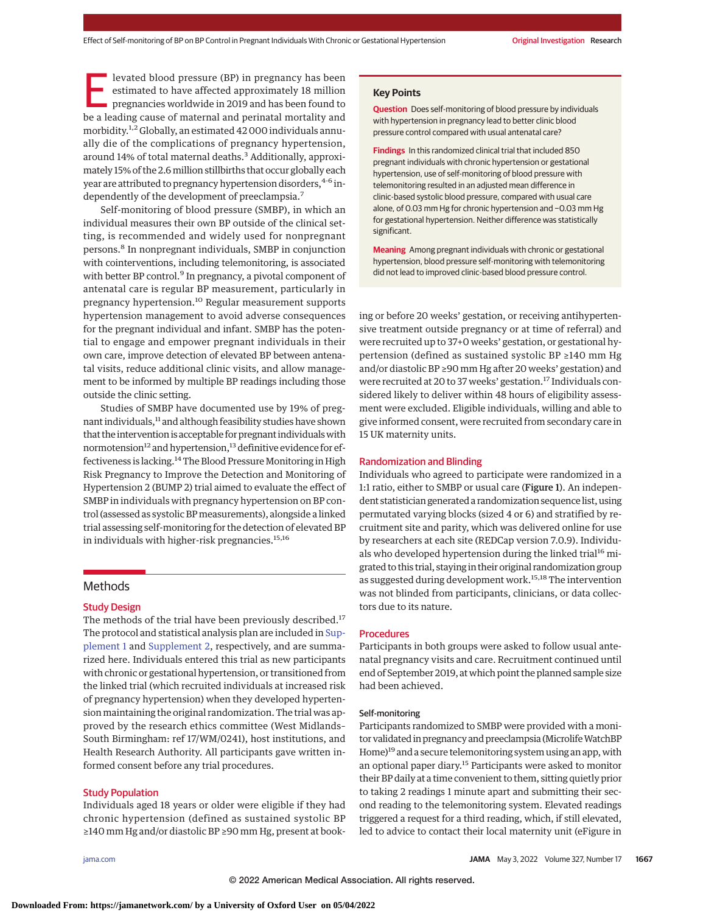Elevated blood pressure (BP) in pregnancy has been estimated to have affected approximately 18 million pregnancies worldwide in 2019 and has been found to be a leading cause of maternal and perinatal mortality and morbidity.[1,2] Globally, an estimated 42 000 individuals annually die of the complications of pregnancy hypertension, around 14% of total maternal deaths.[3] Additionally, approximately 15% of the 2.6 million stillbirths that occur globally each year are attributed to pregnancy hypertension disorders,[4-6] independently of the development of preeclampsia.[7]

Self-monitoring of blood pressure (SMBP), in which an individual measures their own BP outside of the clinical setting, is recommended and widely used for nonpregnant persons.[8] In nonpregnant individuals, SMBP in conjunction with cointerventions, including telemonitoring, is associated with better BP control.[9] In pregnancy, a pivotal component of antenatal care is regular BP measurement, particularly in pregnancy hypertension.[10] Regular measurement supports hypertension management to avoid adverse consequences for the pregnant individual and infant. SMBP has the potential to engage and empower pregnant individuals in their own care, improve detection of elevated BP between antenatal visits, reduce additional clinic visits, and allow management to be informed by multiple BP readings including those outside the clinic setting.

Studies of SMBP have documented use by 19% of pregnant individuals,[11] and although feasibility studies have shown that the intervention is acceptable for pregnant individuals with normotension[12] and hypertension,[13] definitive evidence for effectiveness is lacking.[14] The Blood Pressure Monitoring in High Risk Pregnancy to Improve the Detection and Monitoring of Hypertension 2 (BUMP 2) trial aimed to evaluate the effect of SMBP in individuals with pregnancy hypertension on BP control (assessed as systolic BP measurements), alongside a linked trial assessing self-monitoring for the detection of elevated BP in individuals with higher-risk pregnancies.[15,16]

## Key Points

**Question** Does self-monitoring of blood pressure by individuals with hypertension in pregnancy lead to better clinic blood pressure control compared with usual antenatal care?

**Findings** In this randomized clinical trial that included 850 pregnant individuals with chronic hypertension or gestational hypertension, use of self-monitoring of blood pressure with telemonitoring resulted in an adjusted mean difference in clinic-based systolic blood pressure, compared with usual care alone, of 0.03 mm Hg for chronic hypertension and −0.03 mm Hg for gestational hypertension. Neither difference was statistically significant.

**Meaning** Among pregnant individuals with chronic or gestational hypertension, blood pressure self-monitoring with telemonitoring did not lead to improved clinic-based blood pressure control.

## Methods

### Study Design

The methods of the trial have been previously described.[17] The protocol and statistical analysis plan are included in Supplement 1 and Supplement 2, respectively, and are summarized here. Individuals entered this trial as new participants with chronic or gestational hypertension, or transitioned from the linked trial (which recruited individuals at increased risk of pregnancy hypertension) when they developed hypertension maintaining the original randomization. The trial was approved by the research ethics committee (West Midlands-South Birmingham: ref 17/WM/0241), host institutions, and Health Research Authority. All participants gave written informed consent before any trial procedures.

### Study Population

Individuals aged 18 years or older were eligible if they had chronic hypertension (defined as sustained systolic BP ≥140 mm Hg and/or diastolic BP ≥90 mm Hg, present at booking or before 20 weeks' gestation, or receiving antihypertensive treatment outside pregnancy or at time of referral) and were recruited up to 37+0 weeks' gestation, or gestational hypertension (defined as sustained systolic BP ≥140 mm Hg and/or diastolic BP ≥90 mm Hg after 20 weeks' gestation) and were recruited at 20 to 37 weeks' gestation.[17] Individuals considered likely to deliver within 48 hours of eligibility assessment were excluded. Eligible individuals, willing and able to give informed consent, were recruited from secondary care in 15 UK maternity units.

### Randomization and Blinding

Individuals who agreed to participate were randomized in a 1:1 ratio, either to SMBP or usual care (**Figure 1**). An independent statistician generated a randomization sequence list, using permutated varying blocks (sized 4 or 6) and stratified by recruitment site and parity, which was delivered online for use by researchers at each site (REDCap version 7.0.9). Individuals who developed hypertension during the linked trial[16] migrated to this trial, staying in their original randomization group as suggested during development work.[15,18] The intervention was not blinded from participants, clinicians, or data collectors due to its nature.

### Procedures

Participants in both groups were asked to follow usual antenatal pregnancy visits and care. Recruitment continued until end of September 2019, at which point the planned sample size had been achieved.

#### Self-monitoring

Participants randomized to SMBP were provided with a monitor validated in pregnancy and preeclampsia (Microlife WatchBP Home)[19] and a secure telemonitoring system using an app, with an optional paper diary.[15] Participants were asked to monitor their BP daily at a time convenient to them, sitting quietly prior to taking 2 readings 1 minute apart and submitting their second reading to the telemonitoring system. Elevated readings triggered a request for a third reading, which, if still elevated, led to advice to contact their local maternity unit (eFigure in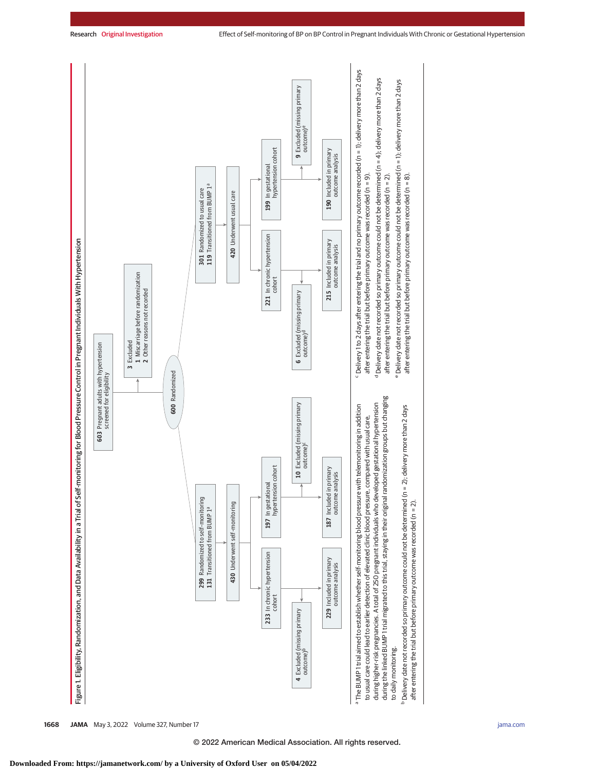**Figure 1. Eligibility, Randomization, and Data Availability in a Trial of Self-monitoring for Blood Pressure Control in Pregnant Individuals With Hypertension**

- **603** Pregnant adults with hypertension screened for eligibility
  - **3** Excluded
    - **1** Miscarriage before randomization
    - **2** Other reasons not recorded
- **600** Randomized

**Self-monitoring group**

- **299** Randomized to self-monitoring
- **131** Transitioned from BUMP 1[a]
- **430** Underwent self-monitoring
  - **233** In chronic hypertension cohort
    - **4** Excluded (missing primary outcome)[b]
    - **229** Included in primary outcome analysis
  - **197** In gestational hypertension cohort
    - **10** Excluded (missing primary outcome)[c]
    - **187** Included in primary outcome analysis

**Usual care group**

- **301** Randomized to usual care
- **119** Transitioned from BUMP 1[a]
- **420** Underwent usual care
  - **221** In chronic hypertension cohort
    - **6** Excluded (missing primary outcome)[d]
    - **215** Included in primary outcome analysis
  - **199** In gestational hypertension cohort
    - **9** Excluded (missing primary outcome)[e]
    - **190** Included in primary outcome analysis

[a] The BUMP 1 trial aimed to establish whether self-monitoring blood pressure with telemonitoring in addition to usual care could lead to earlier detection of elevated clinic blood pressure, compared with usual care, during higher-risk pregnancies. A total of 250 pregnant individuals who developed gestational hypertension during the linked BUMP 1 trial migrated to this trial, staying in their original randomization groups but changing to daily monitoring.

[b] Delivery date not recorded so primary outcome could not be determined (n = 2); delivery more than 2 days after entering the trial but before primary outcome was recorded (n = 2).

[c] Delivery 1 to 2 days after entering the trial and no primary outcome recorded (n = 1); delivery more than 2 days after entering the trial but before primary outcome was recorded (n = 9).

[d] Delivery date not recorded so primary outcome could not be determined (n = 4); delivery more than 2 days after entering the trial but before primary outcome was recorded (n = 2).

[e] Delivery date not recorded so primary outcome could not be determined (n = 1); delivery more than 2 days after entering the trial but before primary outcome was recorded (n = 8).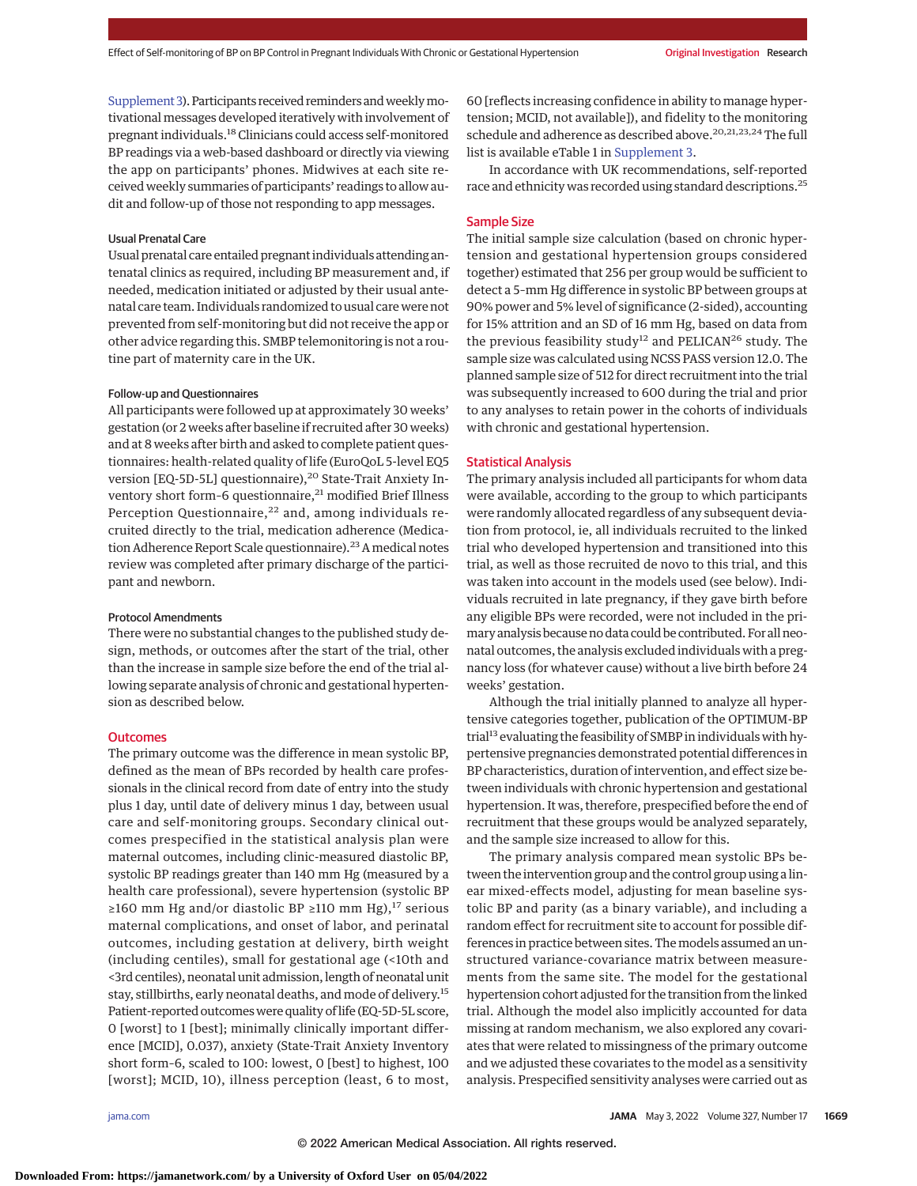Supplement 3). Participants received reminders and weekly motivational messages developed iteratively with involvement of pregnant individuals.[18] Clinicians could access self-monitored BP readings via a web-based dashboard or directly via viewing the app on participants' phones. Midwives at each site received weekly summaries of participants' readings to allow audit and follow-up of those not responding to app messages.

### Usual Prenatal Care

Usual prenatal care entailed pregnant individuals attending antenatal clinics as required, including BP measurement and, if needed, medication initiated or adjusted by their usual antenatal care team. Individuals randomized to usual care were not prevented from self-monitoring but did not receive the app or other advice regarding this. SMBP telemonitoring is not a routine part of maternity care in the UK.

### Follow-up and Questionnaires

All participants were followed up at approximately 30 weeks' gestation (or 2 weeks after baseline if recruited after 30 weeks) and at 8 weeks after birth and asked to complete patient questionnaires: health-related quality of life (EuroQoL 5-level EQ5 version [EQ-5D-5L] questionnaire),[20] State-Trait Anxiety Inventory short form-6 questionnaire,[21] modified Brief Illness Perception Questionnaire,[22] and, among individuals recruited directly to the trial, medication adherence (Medication Adherence Report Scale questionnaire).[23] A medical notes review was completed after primary discharge of the participant and newborn.

### Protocol Amendments

There were no substantial changes to the published study design, methods, or outcomes after the start of the trial, other than the increase in sample size before the end of the trial allowing separate analysis of chronic and gestational hypertension as described below.

## Outcomes

The primary outcome was the difference in mean systolic BP, defined as the mean of BPs recorded by health care professionals in the clinical record from date of entry into the study plus 1 day, until date of delivery minus 1 day, between usual care and self-monitoring groups. Secondary clinical outcomes prespecified in the statistical analysis plan were maternal outcomes, including clinic-measured diastolic BP, systolic BP readings greater than 140 mm Hg (measured by a health care professional), severe hypertension (systolic BP ≥160 mm Hg and/or diastolic BP ≥110 mm Hg),[17] serious maternal complications, and onset of labor, and perinatal outcomes, including gestation at delivery, birth weight (including centiles), small for gestational age (<10th and <3rd centiles), neonatal unit admission, length of neonatal unit stay, stillbirths, early neonatal deaths, and mode of delivery.[15] Patient-reported outcomes were quality of life (EQ-5D-5L score, 0 [worst] to 1 [best]; minimally clinically important difference [MCID], 0.037), anxiety (State-Trait Anxiety Inventory short form-6, scaled to 100: lowest, 0 [best] to highest, 100 [worst]; MCID, 10), illness perception (least, 6 to most, 60 [reflects increasing confidence in ability to manage hypertension; MCID, not available]), and fidelity to the monitoring schedule and adherence as described above.[20,21,23,24] The full list is available eTable 1 in Supplement 3.

In accordance with UK recommendations, self-reported race and ethnicity was recorded using standard descriptions.[25]

## Sample Size

The initial sample size calculation (based on chronic hypertension and gestational hypertension groups considered together) estimated that 256 per group would be sufficient to detect a 5-mm Hg difference in systolic BP between groups at 90% power and 5% level of significance (2-sided), accounting for 15% attrition and an SD of 16 mm Hg, based on data from the previous feasibility study[12] and PELICAN[26] study. The sample size was calculated using NCSS PASS version 12.0. The planned sample size of 512 for direct recruitment into the trial was subsequently increased to 600 during the trial and prior to any analyses to retain power in the cohorts of individuals with chronic and gestational hypertension.

## Statistical Analysis

The primary analysis included all participants for whom data were available, according to the group to which participants were randomly allocated regardless of any subsequent deviation from protocol, ie, all individuals recruited to the linked trial who developed hypertension and transitioned into this trial, as well as those recruited de novo to this trial, and this was taken into account in the models used (see below). Individuals recruited in late pregnancy, if they gave birth before any eligible BPs were recorded, were not included in the primary analysis because no data could be contributed. For all neonatal outcomes, the analysis excluded individuals with a pregnancy loss (for whatever cause) without a live birth before 24 weeks' gestation.

Although the trial initially planned to analyze all hypertensive categories together, publication of the OPTIMUM-BP trial[13] evaluating the feasibility of SMBP in individuals with hypertensive pregnancies demonstrated potential differences in BP characteristics, duration of intervention, and effect size between individuals with chronic hypertension and gestational hypertension. It was, therefore, prespecified before the end of recruitment that these groups would be analyzed separately, and the sample size increased to allow for this.

The primary analysis compared mean systolic BPs between the intervention group and the control group using a linear mixed-effects model, adjusting for mean baseline systolic BP and parity (as a binary variable), and including a random effect for recruitment site to account for possible differences in practice between sites. The models assumed an unstructured variance-covariance matrix between measurements from the same site. The model for the gestational hypertension cohort adjusted for the transition from the linked trial. Although the model also implicitly accounted for data missing at random mechanism, we also explored any covariates that were related to missingness of the primary outcome and we adjusted these covariates to the model as a sensitivity analysis. Prespecified sensitivity analyses were carried out as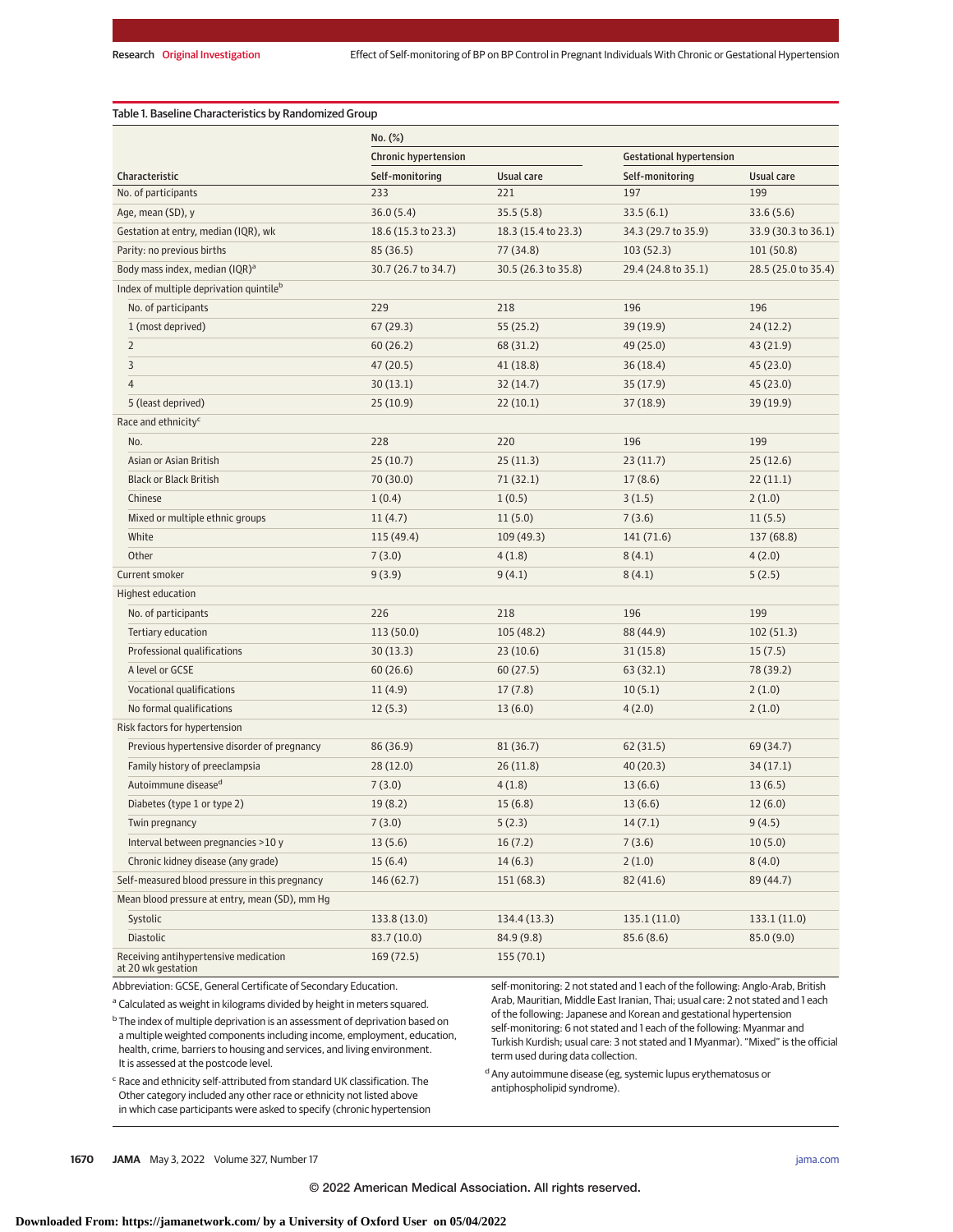Table 1. Baseline Characteristics by Randomized Group

| Characteristic | No. (%) | | | |
|---|---|---|---|---|
| | Chronic hypertension | | Gestational hypertension | |
| | Self-monitoring | Usual care | Self-monitoring | Usual care |
| No. of participants | 233 | 221 | 197 | 199 |
| Age, mean (SD), y | 36.0 (5.4) | 35.5 (5.8) | 33.5 (6.1) | 33.6 (5.6) |
| Gestation at entry, median (IQR), wk | 18.6 (15.3 to 23.3) | 18.3 (15.4 to 23.3) | 34.3 (29.7 to 35.9) | 33.9 (30.3 to 36.1) |
| Parity: no previous births | 85 (36.5) | 77 (34.8) | 103 (52.3) | 101 (50.8) |
| Body mass index, median (IQR)[a] | 30.7 (26.7 to 34.7) | 30.5 (26.3 to 35.8) | 29.4 (24.8 to 35.1) | 28.5 (25.0 to 35.4) |
| Index of multiple deprivation quintile[b] | | | | |
| No. of participants | 229 | 218 | 196 | 196 |
| 1 (most deprived) | 67 (29.3) | 55 (25.2) | 39 (19.9) | 24 (12.2) |
| 2 | 60 (26.2) | 68 (31.2) | 49 (25.0) | 43 (21.9) |
| 3 | 47 (20.5) | 41 (18.8) | 36 (18.4) | 45 (23.0) |
| 4 | 30 (13.1) | 32 (14.7) | 35 (17.9) | 45 (23.0) |
| 5 (least deprived) | 25 (10.9) | 22 (10.1) | 37 (18.9) | 39 (19.9) |
| Race and ethnicity[c] | | | | |
| No. | 228 | 220 | 196 | 199 |
| Asian or Asian British | 25 (10.7) | 25 (11.3) | 23 (11.7) | 25 (12.6) |
| Black or Black British | 70 (30.0) | 71 (32.1) | 17 (8.6) | 22 (11.1) |
| Chinese | 1 (0.4) | 1 (0.5) | 3 (1.5) | 2 (1.0) |
| Mixed or multiple ethnic groups | 11 (4.7) | 11 (5.0) | 7 (3.6) | 11 (5.5) |
| White | 115 (49.4) | 109 (49.3) | 141 (71.6) | 137 (68.8) |
| Other | 7 (3.0) | 4 (1.8) | 8 (4.1) | 4 (2.0) |
| Current smoker | 9 (3.9) | 9 (4.1) | 8 (4.1) | 5 (2.5) |
| Highest education | | | | |
| No. of participants | 226 | 218 | 196 | 199 |
| Tertiary education | 113 (50.0) | 105 (48.2) | 88 (44.9) | 102 (51.3) |
| Professional qualifications | 30 (13.3) | 23 (10.6) | 31 (15.8) | 15 (7.5) |
| A level or GCSE | 60 (26.6) | 60 (27.5) | 63 (32.1) | 78 (39.2) |
| Vocational qualifications | 11 (4.9) | 17 (7.8) | 10 (5.1) | 2 (1.0) |
| No formal qualifications | 12 (5.3) | 13 (6.0) | 4 (2.0) | 2 (1.0) |
| Risk factors for hypertension | | | | |
| Previous hypertensive disorder of pregnancy | 86 (36.9) | 81 (36.7) | 62 (31.5) | 69 (34.7) |
| Family history of preeclampsia | 28 (12.0) | 26 (11.8) | 40 (20.3) | 34 (17.1) |
| Autoimmune disease[d] | 7 (3.0) | 4 (1.8) | 13 (6.6) | 13 (6.5) |
| Diabetes (type 1 or type 2) | 19 (8.2) | 15 (6.8) | 13 (6.6) | 12 (6.0) |
| Twin pregnancy | 7 (3.0) | 5 (2.3) | 14 (7.1) | 9 (4.5) |
| Interval between pregnancies >10 y | 13 (5.6) | 16 (7.2) | 7 (3.6) | 10 (5.0) |
| Chronic kidney disease (any grade) | 15 (6.4) | 14 (6.3) | 2 (1.0) | 8 (4.0) |
| Self-measured blood pressure in this pregnancy | 146 (62.7) | 151 (68.3) | 82 (41.6) | 89 (44.7) |
| Mean blood pressure at entry, mean (SD), mm Hg | | | | |
| Systolic | 133.8 (13.0) | 134.4 (13.3) | 135.1 (11.0) | 133.1 (11.0) |
| Diastolic | 83.7 (10.0) | 84.9 (9.8) | 85.6 (8.6) | 85.0 (9.0) |
| Receiving antihypertensive medication at 20 wk gestation | 169 (72.5) | 155 (70.1) | | |

Abbreviation: GCSE, General Certificate of Secondary Education.

[a] Calculated as weight in kilograms divided by height in meters squared.

[b] The index of multiple deprivation is an assessment of deprivation based on a multiple weighted components including income, employment, education, health, crime, barriers to housing and services, and living environment. It is assessed at the postcode level.

[c] Race and ethnicity self-attributed from standard UK classification. The Other category included any other race or ethnicity not listed above in which case participants were asked to specify (chronic hypertension self-monitoring: 2 not stated and 1 each of the following: Anglo-Arab, British Arab, Mauritian, Middle East Iranian, Thai; usual care: 2 not stated and 1 each of the following: Japanese and Korean and gestational hypertension self-monitoring: 6 not stated and 1 each of the following: Myanmar and Turkish Kurdish; usual care: 3 not stated and 1 Myanmar). "Mixed" is the official term used during data collection.

[d] Any autoimmune disease (eg, systemic lupus erythematosus or antiphospholipid syndrome).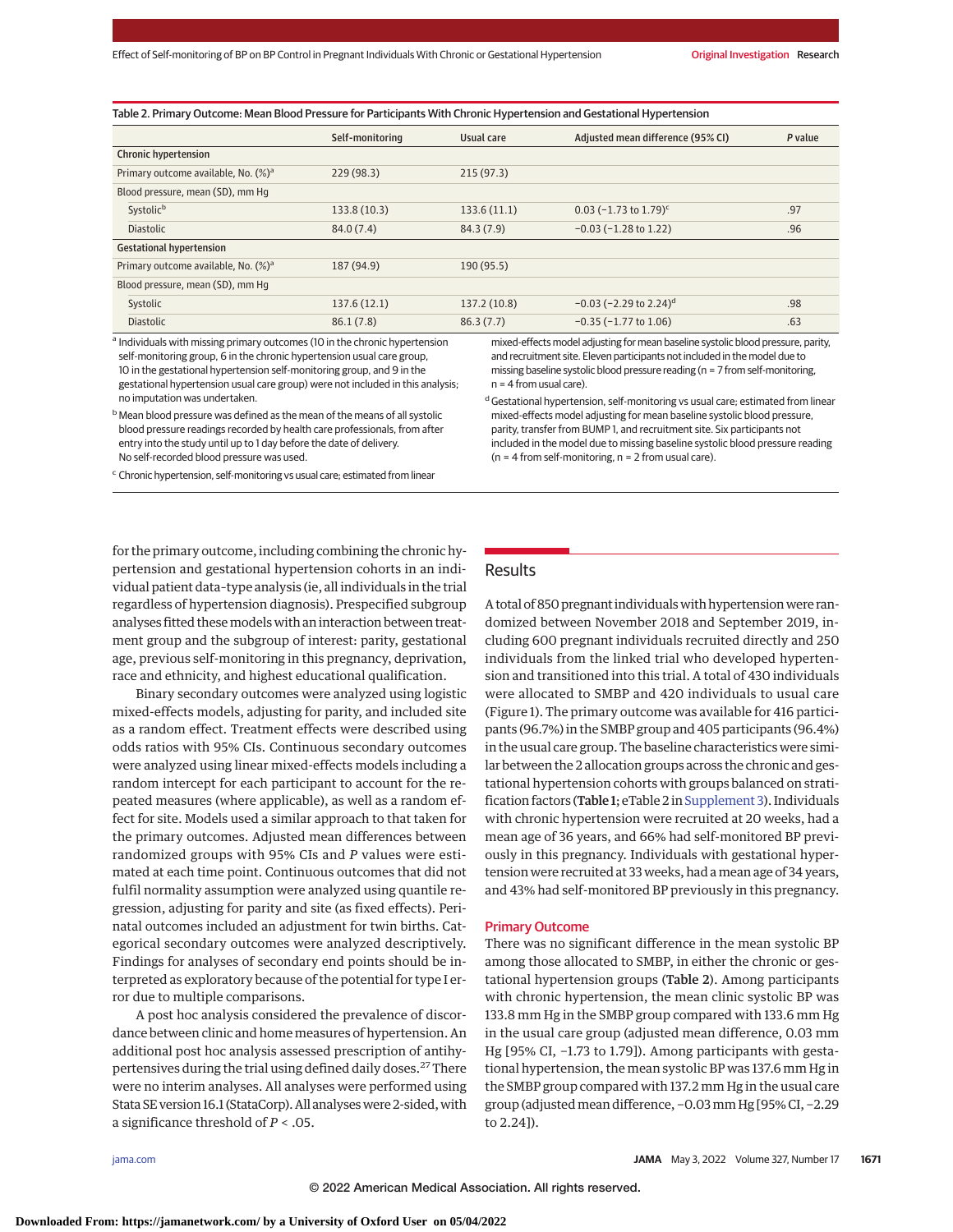Table 2. Primary Outcome: Mean Blood Pressure for Participants With Chronic Hypertension and Gestational Hypertension

| | Self-monitoring | Usual care | Adjusted mean difference (95% CI) | *P* value |
|---|---|---|---|---|
| **Chronic hypertension** | | | | |
| Primary outcome available, No. (%)[a] | 229 (98.3) | 215 (97.3) | | |
| Blood pressure, mean (SD), mm Hg | | | | |
| Systolic[b] | 133.8 (10.3) | 133.6 (11.1) | 0.03 (−1.73 to 1.79)[c] | .97 |
| Diastolic | 84.0 (7.4) | 84.3 (7.9) | −0.03 (−1.28 to 1.22) | .96 |
| **Gestational hypertension** | | | | |
| Primary outcome available, No. (%)[a] | 187 (94.9) | 190 (95.5) | | |
| Blood pressure, mean (SD), mm Hg | | | | |
| Systolic | 137.6 (12.1) | 137.2 (10.8) | −0.03 (−2.29 to 2.24)[d] | .98 |
| Diastolic | 86.1 (7.8) | 86.3 (7.7) | −0.35 (−1.77 to 1.06) | .63 |

[a] Individuals with missing primary outcomes (10 in the chronic hypertension self-monitoring group, 6 in the chronic hypertension usual care group, 10 in the gestational hypertension self-monitoring group, and 9 in the gestational hypertension usual care group) were not included in this analysis; no imputation was undertaken.

[b] Mean blood pressure was defined as the mean of the means of all systolic blood pressure readings recorded by health care professionals, from after entry into the study until up to 1 day before the date of delivery. No self-recorded blood pressure was used.

[c] Chronic hypertension, self-monitoring vs usual care; estimated from linear mixed-effects model adjusting for mean baseline systolic blood pressure, parity, and recruitment site. Eleven participants not included in the model due to missing baseline systolic blood pressure reading (n = 7 from self-monitoring, n = 4 from usual care).

[d] Gestational hypertension, self-monitoring vs usual care; estimated from linear mixed-effects model adjusting for mean baseline systolic blood pressure, parity, transfer from BUMP 1, and recruitment site. Six participants not included in the model due to missing baseline systolic blood pressure reading (n = 4 from self-monitoring, n = 2 from usual care).

for the primary outcome, including combining the chronic hypertension and gestational hypertension cohorts in an individual patient data–type analysis (ie, all individuals in the trial regardless of hypertension diagnosis). Prespecified subgroup analyses fitted these models with an interaction between treatment group and the subgroup of interest: parity, gestational age, previous self-monitoring in this pregnancy, deprivation, race and ethnicity, and highest educational qualification.

Binary secondary outcomes were analyzed using logistic mixed-effects models, adjusting for parity, and included site as a random effect. Treatment effects were described using odds ratios with 95% CIs. Continuous secondary outcomes were analyzed using linear mixed-effects models including a random intercept for each participant to account for the repeated measures (where applicable), as well as a random effect for site. Models used a similar approach to that taken for the primary outcomes. Adjusted mean differences between randomized groups with 95% CIs and *P* values were estimated at each time point. Continuous outcomes that did not fulfil normality assumption were analyzed using quantile regression, adjusting for parity and site (as fixed effects). Perinatal outcomes included an adjustment for twin births. Categorical secondary outcomes were analyzed descriptively. Findings for analyses of secondary end points should be interpreted as exploratory because of the potential for type I error due to multiple comparisons.

A post hoc analysis considered the prevalence of discordance between clinic and home measures of hypertension. An additional post hoc analysis assessed prescription of antihypertensives during the trial using defined daily doses.[27] There were no interim analyses. All analyses were performed using Stata SE version 16.1 (StataCorp). All analyses were 2-sided, with a significance threshold of $P < .05$.

## Results

A total of 850 pregnant individuals with hypertension were randomized between November 2018 and September 2019, including 600 pregnant individuals recruited directly and 250 individuals from the linked trial who developed hypertension and transitioned into this trial. A total of 430 individuals were allocated to SMBP and 420 individuals to usual care (Figure 1). The primary outcome was available for 416 participants (96.7%) in the SMBP group and 405 participants (96.4%) in the usual care group. The baseline characteristics were similar between the 2 allocation groups across the chronic and gestational hypertension cohorts with groups balanced on stratification factors (**Table 1**; eTable 2 in Supplement 3). Individuals with chronic hypertension were recruited at 20 weeks, had a mean age of 36 years, and 66% had self-monitored BP previously in this pregnancy. Individuals with gestational hypertension were recruited at 33 weeks, had a mean age of 34 years, and 43% had self-monitored BP previously in this pregnancy.

### Primary Outcome

There was no significant difference in the mean systolic BP among those allocated to SMBP, in either the chronic or gestational hypertension groups (**Table 2**). Among participants with chronic hypertension, the mean clinic systolic BP was 133.8 mm Hg in the SMBP group compared with 133.6 mm Hg in the usual care group (adjusted mean difference, 0.03 mm Hg [95% CI, −1.73 to 1.79]). Among participants with gestational hypertension, the mean systolic BP was 137.6 mm Hg in the SMBP group compared with 137.2 mm Hg in the usual care group (adjusted mean difference, −0.03 mm Hg [95% CI, −2.29 to 2.24]).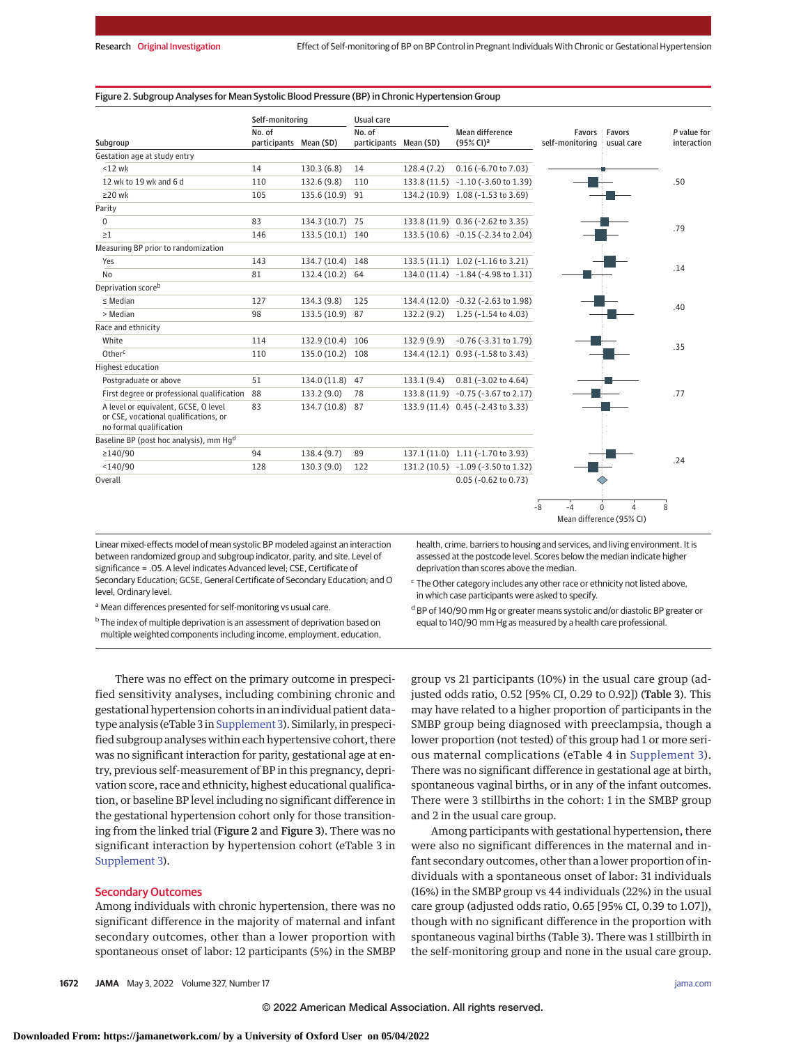Figure 2. Subgroup Analyses for Mean Systolic Blood Pressure (BP) in Chronic Hypertension Group

| Subgroup | Self-monitoring No. of participants | Self-monitoring Mean (SD) | Usual care No. of participants | Usual care Mean (SD) | Mean difference (95% CI)[a] | P value for interaction |
|---|---|---|---|---|---|---|
| **Gestation age at study entry** | | | | | | |
| <12 wk | 14 | 130.3 (6.8) | 14 | 128.4 (7.2) | 0.16 (−6.70 to 7.03) | .50 |
| 12 wk to 19 wk and 6 d | 110 | 132.6 (9.8) | 110 | 133.8 (11.5) | −1.10 (−3.60 to 1.39) | |
| ≥20 wk | 105 | 135.6 (10.9) | 91 | 134.2 (10.9) | 1.08 (−1.53 to 3.69) | |
| **Parity** | | | | | | |
| 0 | 83 | 134.3 (10.7) | 75 | 133.8 (11.9) | 0.36 (−2.62 to 3.35) | .79 |
| ≥1 | 146 | 133.5 (10.1) | 140 | 133.5 (10.6) | −0.15 (−2.34 to 2.04) | |
| **Measuring BP prior to randomization** | | | | | | |
| Yes | 143 | 134.7 (10.4) | 148 | 133.5 (11.1) | 1.02 (−1.16 to 3.21) | .14 |
| No | 81 | 132.4 (10.2) | 64 | 134.0 (11.4) | −1.84 (−4.98 to 1.31) | |
| **Deprivation score[b]** | | | | | | |
| ≤ Median | 127 | 134.3 (9.8) | 125 | 134.4 (12.0) | −0.32 (−2.63 to 1.98) | .40 |
| > Median | 98 | 133.5 (10.9) | 87 | 132.2 (9.2) | 1.25 (−1.54 to 4.03) | |
| **Race and ethnicity** | | | | | | |
| White | 114 | 132.9 (10.4) | 106 | 132.9 (9.9) | −0.76 (−3.31 to 1.79) | .35 |
| Other[c] | 110 | 135.0 (10.2) | 108 | 134.4 (12.1) | 0.93 (−1.58 to 3.43) | |
| **Highest education** | | | | | | |
| Postgraduate or above | 51 | 134.0 (11.8) | 47 | 133.1 (9.4) | 0.81 (−3.02 to 4.64) | .77 |
| First degree or professional qualification | 88 | 133.2 (9.0) | 78 | 133.8 (11.9) | −0.75 (−3.67 to 2.17) | |
| A level or equivalent, GCSE, O level or CSE, vocational qualifications, or no formal qualification | 83 | 134.7 (10.8) | 87 | 133.9 (11.4) | 0.45 (−2.43 to 3.33) | |
| **Baseline BP (post hoc analysis), mm Hg[d]** | | | | | | |
| ≥140/90 | 94 | 138.4 (9.7) | 89 | 137.1 (11.0) | 1.11 (−1.70 to 3.93) | .24 |
| <140/90 | 128 | 130.3 (9.0) | 122 | 131.2 (10.5) | −1.09 (−3.50 to 1.32) | |
| Overall | | | | | 0.05 (−0.62 to 0.73) | |

Forest plot: Mean difference (95% CI), axis −8 to 8; left favors self-monitoring, right favors usual care.

Linear mixed-effects model of mean systolic BP modeled against an interaction between randomized group and subgroup indicator, parity, and site. Level of significance = .05. A level indicates Advanced level; CSE, Certificate of Secondary Education; GCSE, General Certificate of Secondary Education; and O level, Ordinary level.

[a] Mean differences presented for self-monitoring vs usual care.

[b] The index of multiple deprivation is an assessment of deprivation based on multiple weighted components including income, employment, education, health, crime, barriers to housing and services, and living environment. It is assessed at the postcode level. Scores below the median indicate higher deprivation than scores above the median.

[c] The Other category includes any other race or ethnicity not listed above, in which case participants were asked to specify.

[d] BP of 140/90 mm Hg or greater means systolic and/or diastolic BP greater or equal to 140/90 mm Hg as measured by a health care professional.

There was no effect on the primary outcome in prespecified sensitivity analyses, including combining chronic and gestational hypertension cohorts in an individual patient data-type analysis (eTable 3 in Supplement 3). Similarly, in prespecified subgroup analyses within each hypertensive cohort, there was no significant interaction for parity, gestational age at entry, previous self-measurement of BP in this pregnancy, deprivation score, race and ethnicity, highest educational qualification, or baseline BP level including no significant difference in the gestational hypertension cohort only for those transitioning from the linked trial (**Figure 2** and **Figure 3**). There was no significant interaction by hypertension cohort (eTable 3 in Supplement 3).

## Secondary Outcomes

Among individuals with chronic hypertension, there was no significant difference in the majority of maternal and infant secondary outcomes, other than a lower proportion with spontaneous onset of labor: 12 participants (5%) in the SMBP group vs 21 participants (10%) in the usual care group (adjusted odds ratio, 0.52 [95% CI, 0.29 to 0.92]) (**Table 3**). This may have related to a higher proportion of participants in the SMBP group being diagnosed with preeclampsia, though a lower proportion (not tested) of this group had 1 or more serious maternal complications (eTable 4 in Supplement 3). There was no significant difference in gestational age at birth, spontaneous vaginal births, or in any of the infant outcomes. There were 3 stillbirths in the cohort: 1 in the SMBP group and 2 in the usual care group.

Among participants with gestational hypertension, there were also no significant differences in the maternal and infant secondary outcomes, other than a lower proportion of individuals with a spontaneous onset of labor: 31 individuals (16%) in the SMBP group vs 44 individuals (22%) in the usual care group (adjusted odds ratio, 0.65 [95% CI, 0.39 to 1.07]), though with no significant difference in the proportion with spontaneous vaginal births (Table 3). There was 1 stillbirth in the self-monitoring group and none in the usual care group.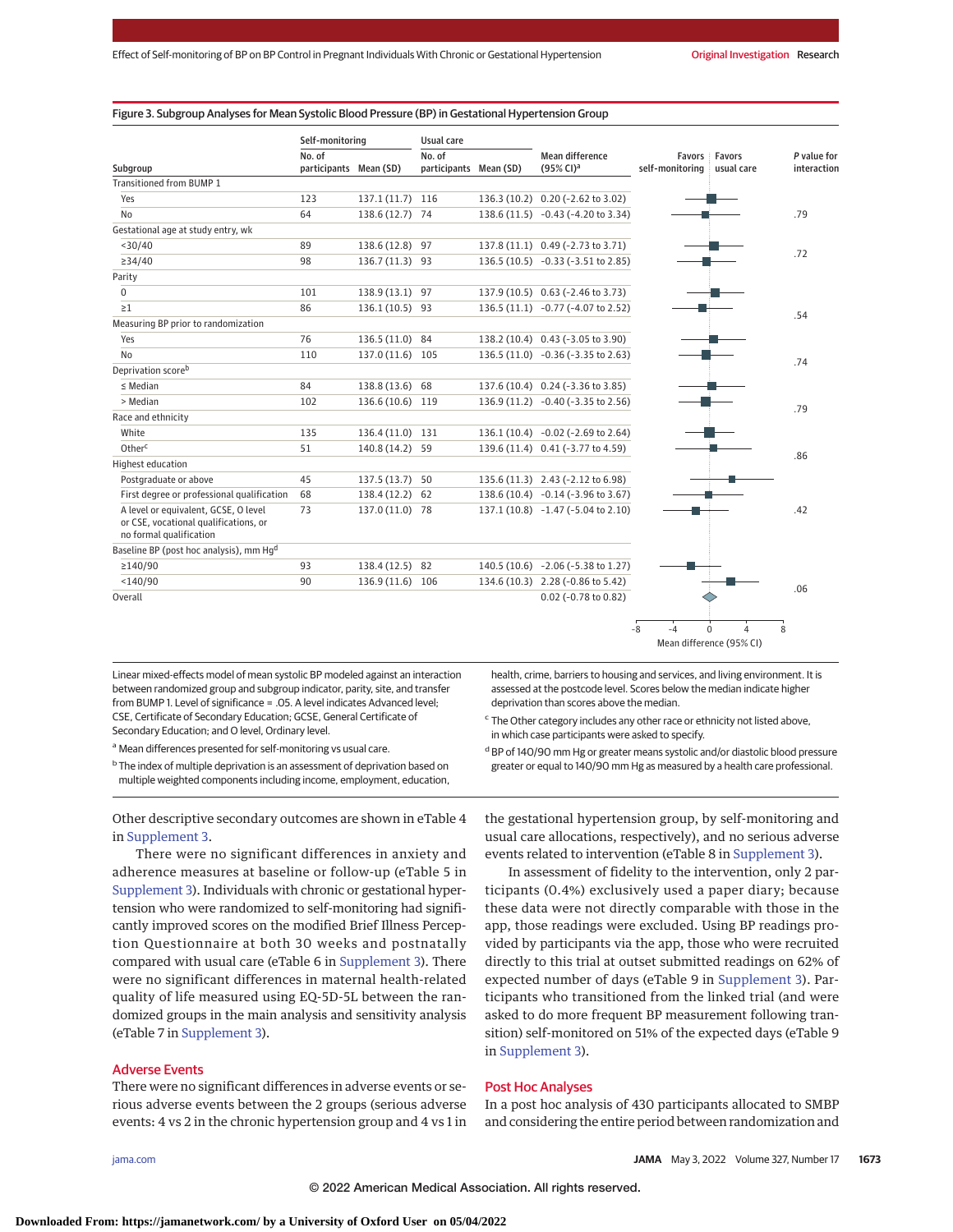Figure 3. Subgroup Analyses for Mean Systolic Blood Pressure (BP) in Gestational Hypertension Group

| Subgroup | Self-monitoring No. of participants | Self-monitoring Mean (SD) | Usual care No. of participants | Usual care Mean (SD) | Mean difference (95% CI)[a] | P value for interaction |
|---|---|---|---|---|---|---|
| Transitioned from BUMP 1 | | | | | | |
| Yes | 123 | 137.1 (11.7) | 116 | 136.3 (10.2) | 0.20 (−2.62 to 3.02) | |
| No | 64 | 138.6 (12.7) | 74 | 138.6 (11.5) | −0.43 (−4.20 to 3.34) | .79 |
| Gestational age at study entry, wk | | | | | | |
| <30/40 | 89 | 138.6 (12.8) | 97 | 137.8 (11.1) | 0.49 (−2.73 to 3.71) | |
| ≥34/40 | 98 | 136.7 (11.3) | 93 | 136.5 (10.5) | −0.33 (−3.51 to 2.85) | .72 |
| Parity | | | | | | |
| 0 | 101 | 138.9 (13.1) | 97 | 137.9 (10.5) | 0.63 (−2.46 to 3.73) | |
| ≥1 | 86 | 136.1 (10.5) | 93 | 136.5 (11.1) | −0.77 (−4.07 to 2.52) | .54 |
| Measuring BP prior to randomization | | | | | | |
| Yes | 76 | 136.5 (11.0) | 84 | 138.2 (10.4) | 0.43 (−3.05 to 3.90) | |
| No | 110 | 137.0 (11.6) | 105 | 136.5 (11.0) | −0.36 (−3.35 to 2.63) | .74 |
| Deprivation score[b] | | | | | | |
| ≤ Median | 84 | 138.8 (13.6) | 68 | 137.6 (10.4) | 0.24 (−3.36 to 3.85) | |
| > Median | 102 | 136.6 (10.6) | 119 | 136.9 (11.2) | −0.40 (−3.35 to 2.56) | .79 |
| Race and ethnicity | | | | | | |
| White | 135 | 136.4 (11.0) | 131 | 136.1 (10.4) | −0.02 (−2.69 to 2.64) | |
| Other[c] | 51 | 140.8 (14.2) | 59 | 139.6 (11.4) | 0.41 (−3.77 to 4.59) | .86 |
| Highest education | | | | | | |
| Postgraduate or above | 45 | 137.5 (13.7) | 50 | 135.6 (11.3) | 2.43 (−2.12 to 6.98) | |
| First degree or professional qualification | 68 | 138.4 (12.2) | 62 | 138.6 (10.4) | −0.14 (−3.96 to 3.67) | |
| A level or equivalent, GCSE, O level or CSE, vocational qualifications, or no formal qualification | 73 | 137.0 (11.0) | 78 | 137.1 (10.8) | −1.47 (−5.04 to 2.10) | .42 |
| Baseline BP (post hoc analysis), mm Hg[d] | | | | | | |
| ≥140/90 | 93 | 138.4 (12.5) | 82 | 140.5 (10.6) | −2.06 (−5.38 to 1.27) | |
| <140/90 | 90 | 136.9 (11.6) | 106 | 134.6 (10.3) | 2.28 (−0.86 to 5.42) | .06 |
| Overall | | | | | 0.02 (−0.78 to 0.82) | |

Forest plot axis: Mean difference (95% CI), −8 to 8; left: Favors self-monitoring; right: Favors usual care.

Linear mixed-effects model of mean systolic BP modeled against an interaction between randomized group and subgroup indicator, parity, site, and transfer from BUMP 1. Level of significance = .05. A level indicates Advanced level; CSE, Certificate of Secondary Education; GCSE, General Certificate of Secondary Education; and O level, Ordinary level.

[a] Mean differences presented for self-monitoring vs usual care.

[b] The index of multiple deprivation is an assessment of deprivation based on multiple weighted components including income, employment, education, health, crime, barriers to housing and services, and living environment. It is assessed at the postcode level. Scores below the median indicate higher deprivation than scores above the median.

[c] The Other category includes any other race or ethnicity not listed above, in which case participants were asked to specify.

[d] BP of 140/90 mm Hg or greater means systolic and/or diastolic blood pressure greater or equal to 140/90 mm Hg as measured by a health care professional.

Other descriptive secondary outcomes are shown in eTable 4 in Supplement 3.

There were no significant differences in anxiety and adherence measures at baseline or follow-up (eTable 5 in Supplement 3). Individuals with chronic or gestational hypertension who were randomized to self-monitoring had significantly improved scores on the modified Brief Illness Perception Questionnaire at both 30 weeks and postnatally compared with usual care (eTable 6 in Supplement 3). There were no significant differences in maternal health-related quality of life measured using EQ-5D-5L between the randomized groups in the main analysis and sensitivity analysis (eTable 7 in Supplement 3).

## Adverse Events

There were no significant differences in adverse events or serious adverse events between the 2 groups (serious adverse events: 4 vs 2 in the chronic hypertension group and 4 vs 1 in the gestational hypertension group, by self-monitoring and usual care allocations, respectively), and no serious adverse events related to intervention (eTable 8 in Supplement 3).

In assessment of fidelity to the intervention, only 2 participants (0.4%) exclusively used a paper diary; because these data were not directly comparable with those in the app, those readings were excluded. Using BP readings provided by participants via the app, those who were recruited directly to this trial at outset submitted readings on 62% of expected number of days (eTable 9 in Supplement 3). Participants who transitioned from the linked trial (and were asked to do more frequent BP measurement following transition) self-monitored on 51% of the expected days (eTable 9 in Supplement 3).

## Post Hoc Analyses

In a post hoc analysis of 430 participants allocated to SMBP and considering the entire period between randomization and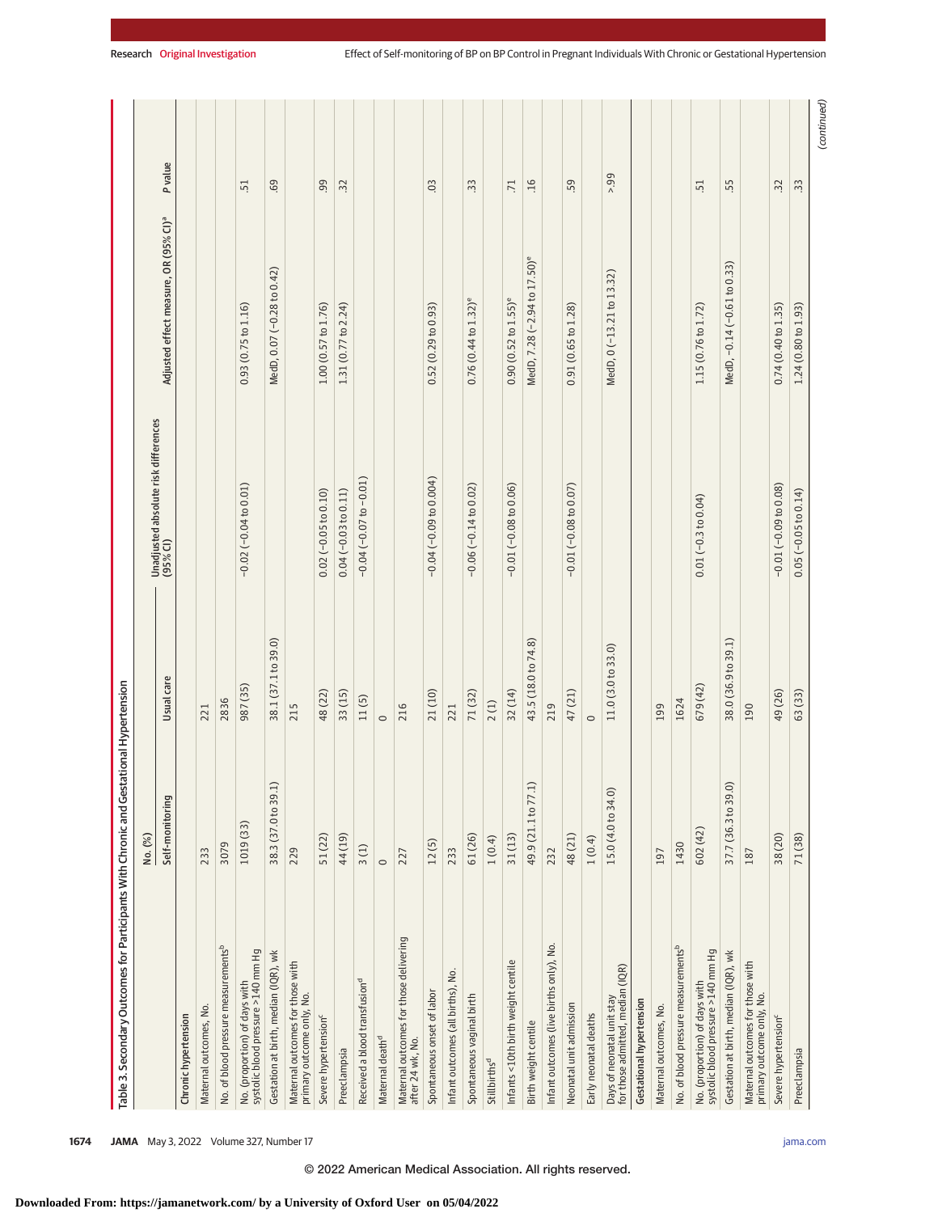Table 3. Secondary Outcomes for Participants With Chronic and Gestational Hypertension

| | No. (%) | | Unadjusted absolute risk differences (95% CI) | Adjusted effect measure, OR (95% CI)[a] | P value |
|---|---|---|---|---|---|
| | Self-monitoring | Usual care | | | |
| **Chronic hypertension** | | | | | |
| Maternal outcomes, No. | 233 | 221 | | | |
| No. of blood pressure measurements[b] | 3079 | 2836 | | | |
| No. (proportion) of days with systolic blood pressure >140 mm Hg | 1019 (33) | 987 (35) | −0.02 (−0.04 to 0.01) | 0.93 (0.75 to 1.16) | .51 |
| Gestation at birth, median (IQR), wk | 38.3 (37.0 to 39.1) | 38.1 (37.1 to 39.0) | | MedD, 0.07 (−0.28 to 0.42) | .69 |
| Maternal outcomes for those with primary outcome only, No. | 229 | 215 | | | |
| Severe hypertension[c] | 51 (22) | 48 (22) | 0.02 (−0.05 to 0.10) | 1.00 (0.57 to 1.76) | .99 |
| Preeclampsia | 44 (19) | 33 (15) | 0.04 (−0.03 to 0.11) | 1.31 (0.77 to 2.24) | .32 |
| Received a blood transfusion[d] | 3 (1) | 11 (5) | −0.04 (−0.07 to −0.01) | | |
| Maternal death[d] | 0 | 0 | | | |
| Maternal outcomes for those delivering after 24 wk, No. | 227 | 216 | | | |
| Spontaneous onset of labor | 12 (5) | 21 (10) | −0.04 (−0.09 to 0.004) | 0.52 (0.29 to 0.93) | .03 |
| Infant outcomes (all births), No. | 233 | 221 | | | |
| Spontaneous vaginal birth | 61 (26) | 71 (32) | −0.06 (−0.14 to 0.02) | 0.76 (0.44 to 1.32)[e] | .33 |
| Stillbirths[d] | 1 (0.4) | 2 (1) | | | |
| Infants <10th birth weight centile | 31 (13) | 32 (14) | −0.01 (−0.08 to 0.06) | 0.90 (0.52 to 1.55)[e] | .71 |
| Birth weight centile | 49.9 (21.1 to 77.1) | 43.5 (18.0 to 74.8) | | MedD, 7.28 (−2.94 to 17.50)[e] | .16 |
| Infant outcomes (live births only), No. | 232 | 219 | | | |
| Neonatal unit admission | 48 (21) | 47 (21) | −0.01 (−0.08 to 0.07) | 0.91 (0.65 to 1.28) | .59 |
| Early neonatal deaths | 1 (0.4) | 0 | | | |
| Days of neonatal unit stay for those admitted, median (IQR) | 15.0 (4.0 to 34.0) | 11.0 (3.0 to 33.0) | | MedD, 0 (−13.21 to 13.32) | >.99 |
| **Gestational hypertension** | | | | | |
| Maternal outcomes, No. | 197 | 199 | | | |
| No. of blood pressure measurements[b] | 1430 | 1624 | | | |
| No. (proportion) of days with systolic blood pressure >140 mm Hg | 602 (42) | 679 (42) | 0.01 (−0.3 to 0.04) | 1.15 (0.76 to 1.72) | .51 |
| Gestation at birth, median (IQR), wk | 37.7 (36.3 to 39.0) | 38.0 (36.9 to 39.1) | | MedD, −0.14 (−0.61 to 0.33) | .55 |
| Maternal outcomes for those with primary outcome only, No. | 187 | 190 | | | |
| Severe hypertension[c] | 38 (20) | 49 (26) | −0.01 (−0.09 to 0.08) | 0.74 (0.40 to 1.35) | .32 |
| Preeclampsia | 71 (38) | 63 (33) | 0.05 (−0.05 to 0.14) | 1.24 (0.80 to 1.93) | .33 |

(continued)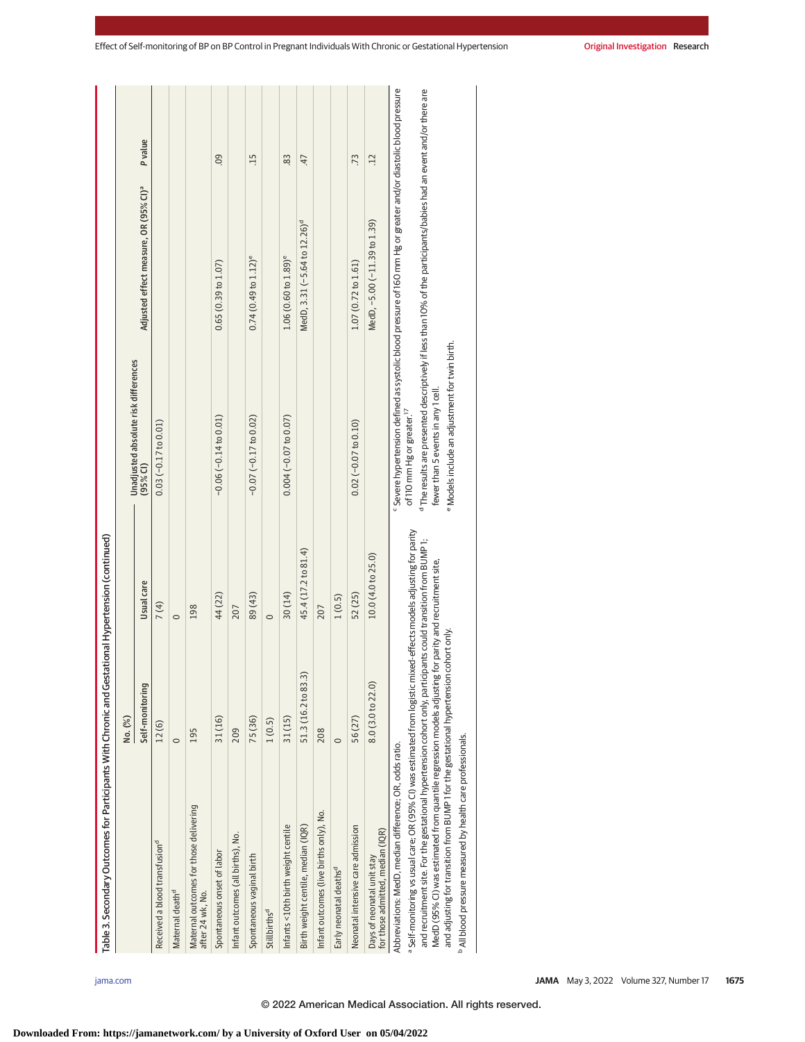Table 3. Secondary Outcomes for Participants With Chronic and Gestational Hypertension (continued)

| | No. (%) | | Unadjusted absolute risk differences (95% CI) | Adjusted effect measure, OR (95% CI)[a] | P value |
|---|---|---|---|---|---|
| | Self-monitoring | Usual care | | | |
| Received a blood transfusion[d] | 12 (6) | 7 (4) | 0.03 (−0.17 to 0.01) | | |
| Maternal death[d] | 0 | 0 | | | |
| Maternal outcomes for those delivering after 24 wk, No. | 195 | 198 | | | |
| Spontaneous onset of labor | 31 (16) | 44 (22) | −0.06 (−0.14 to 0.01) | 0.65 (0.39 to 1.07) | .09 |
| Infant outcomes (all births), No. | 209 | 207 | | | |
| Spontaneous vaginal birth | 75 (36) | 89 (43) | −0.07 (−0.17 to 0.02) | 0.74 (0.49 to 1.12)[e] | .15 |
| Stillbirths[d] | 1 (0.5) | 0 | | | |
| Infants <10th birth weight centile | 31 (15) | 30 (14) | 0.004 (−0.07 to 0.07) | 1.06 (0.60 to 1.89)[e] | .83 |
| Birth weight centile, median (IQR) | 51.3 (16.2 to 83.3) | 45.4 (17.2 to 81.4) | | MedD, 3.31 (−5.64 to 12.26)[d] | .47 |
| Infant outcomes (live births only), No. | 208 | 207 | | | |
| Early neonatal deaths[d] | 0 | 1 (0.5) | | | |
| Neonatal intensive care admission | 56 (27) | 52 (25) | 0.02 (−0.07 to 0.10) | 1.07 (0.72 to 1.61) | .73 |
| Days of neonatal unit stay for those admitted, median (IQR) | 8.0 (3.0 to 22.0) | 10.0 (4.0 to 25.0) | | MedD, −5.00 (−11.39 to 1.39) | .12 |

Abbreviations: MedD, median difference; OR, odds ratio.

[a] Self-monitoring vs usual care; OR (95% CI) was estimated from logistic mixed-effects models adjusting for parity and recruitment site. For the gestational hypertension cohort only, participants could transition from BUMP 1; MedD (95% CI) was estimated from quantile regression models adjusting for parity and recruitment site, and adjusting for transition from BUMP 1 for the gestational hypertension cohort only.

[b] All blood pressure measured by health care professionals.

[c] Severe hypertension defined as systolic blood pressure of 160 mm Hg or greater and/or diastolic blood pressure of 110 mm Hg or greater.[17]

[d] The results are presented descriptively if less than 10% of the participants/babies had an event and/or there are fewer than 5 events in any 1 cell.

[e] Models include an adjustment for twin birth.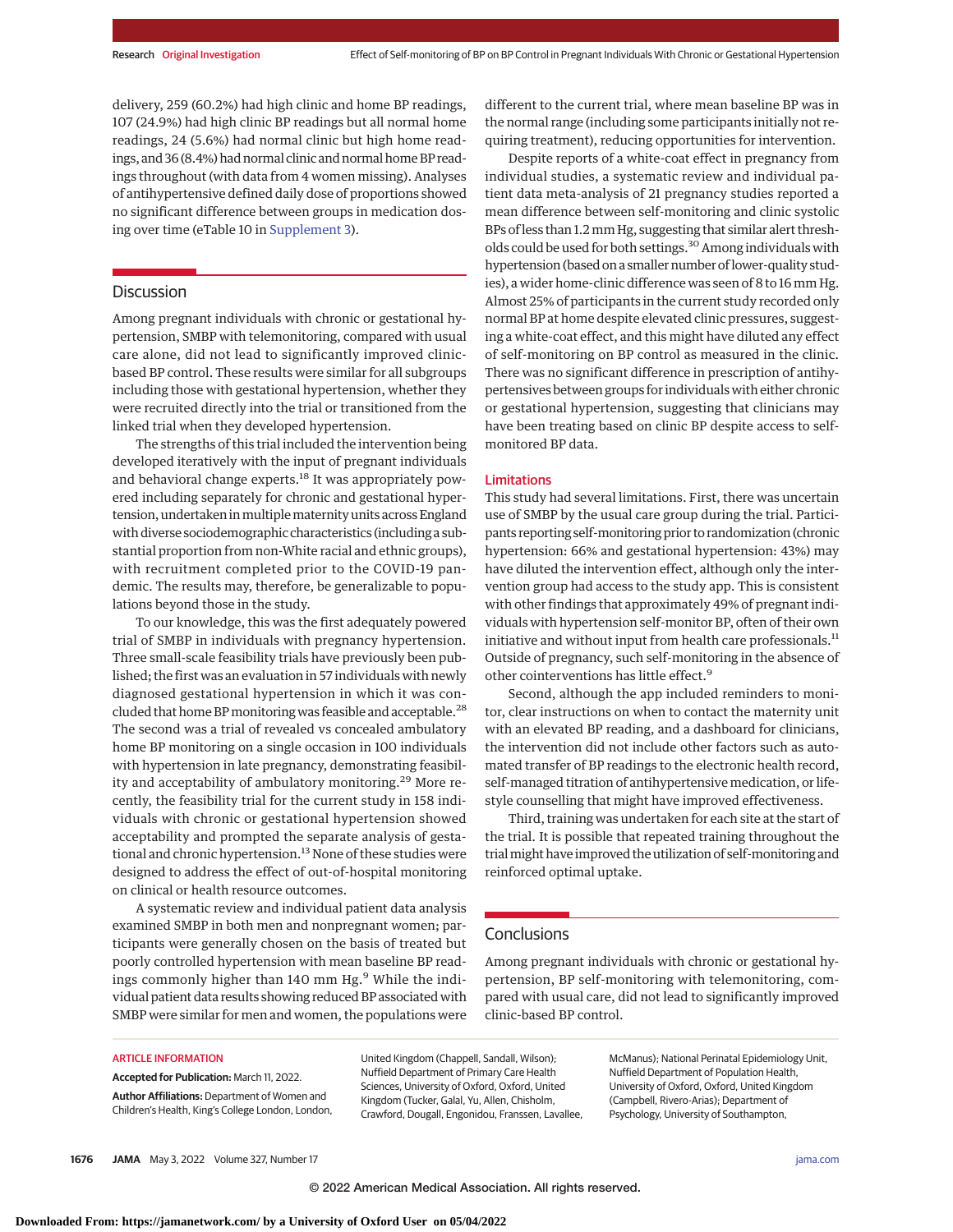delivery, 259 (60.2%) had high clinic and home BP readings, 107 (24.9%) had high clinic BP readings but all normal home readings, 24 (5.6%) had normal clinic but high home readings, and 36 (8.4%) had normal clinic and normal home BP readings throughout (with data from 4 women missing). Analyses of antihypertensive defined daily dose of proportions showed no significant difference between groups in medication dosing over time (eTable 10 in Supplement 3).

## Discussion

Among pregnant individuals with chronic or gestational hypertension, SMBP with telemonitoring, compared with usual care alone, did not lead to significantly improved clinic-based BP control. These results were similar for all subgroups including those with gestational hypertension, whether they were recruited directly into the trial or transitioned from the linked trial when they developed hypertension.

The strengths of this trial included the intervention being developed iteratively with the input of pregnant individuals and behavioral change experts.[18] It was appropriately powered including separately for chronic and gestational hypertension, undertaken in multiple maternity units across England with diverse sociodemographic characteristics (including a substantial proportion from non-White racial and ethnic groups), with recruitment completed prior to the COVID-19 pandemic. The results may, therefore, be generalizable to populations beyond those in the study.

To our knowledge, this was the first adequately powered trial of SMBP in individuals with pregnancy hypertension. Three small-scale feasibility trials have previously been published; the first was an evaluation in 57 individuals with newly diagnosed gestational hypertension in which it was concluded that home BP monitoring was feasible and acceptable.[28] The second was a trial of revealed vs concealed ambulatory home BP monitoring on a single occasion in 100 individuals with hypertension in late pregnancy, demonstrating feasibility and acceptability of ambulatory monitoring.[29] More recently, the feasibility trial for the current study in 158 individuals with chronic or gestational hypertension showed acceptability and prompted the separate analysis of gestational and chronic hypertension.[13] None of these studies were designed to address the effect of out-of-hospital monitoring on clinical or health resource outcomes.

A systematic review and individual patient data analysis examined SMBP in both men and nonpregnant women; participants were generally chosen on the basis of treated but poorly controlled hypertension with mean baseline BP readings commonly higher than 140 mm Hg.[9] While the individual patient data results showing reduced BP associated with SMBP were similar for men and women, the populations were different to the current trial, where mean baseline BP was in the normal range (including some participants initially not requiring treatment), reducing opportunities for intervention.

Despite reports of a white-coat effect in pregnancy from individual studies, a systematic review and individual patient data meta-analysis of 21 pregnancy studies reported a mean difference between self-monitoring and clinic systolic BPs of less than 1.2 mm Hg, suggesting that similar alert thresholds could be used for both settings.[30] Among individuals with hypertension (based on a smaller number of lower-quality studies), a wider home-clinic difference was seen of 8 to 16 mm Hg. Almost 25% of participants in the current study recorded only normal BP at home despite elevated clinic pressures, suggesting a white-coat effect, and this might have diluted any effect of self-monitoring on BP control as measured in the clinic. There was no significant difference in prescription of antihypertensives between groups for individuals with either chronic or gestational hypertension, suggesting that clinicians may have been treating based on clinic BP despite access to self-monitored BP data.

### Limitations

This study had several limitations. First, there was uncertain use of SMBP by the usual care group during the trial. Participants reporting self-monitoring prior to randomization (chronic hypertension: 66% and gestational hypertension: 43%) may have diluted the intervention effect, although only the intervention group had access to the study app. This is consistent with other findings that approximately 49% of pregnant individuals with hypertension self-monitor BP, often of their own initiative and without input from health care professionals.[11] Outside of pregnancy, such self-monitoring in the absence of other cointerventions has little effect.[9]

Second, although the app included reminders to monitor, clear instructions on when to contact the maternity unit with an elevated BP reading, and a dashboard for clinicians, the intervention did not include other factors such as automated transfer of BP readings to the electronic health record, self-managed titration of antihypertensive medication, or lifestyle counselling that might have improved effectiveness.

Third, training was undertaken for each site at the start of the trial. It is possible that repeated training throughout the trial might have improved the utilization of self-monitoring and reinforced optimal uptake.

## Conclusions

Among pregnant individuals with chronic or gestational hypertension, BP self-monitoring with telemonitoring, compared with usual care, did not lead to significantly improved clinic-based BP control.

ARTICLE INFORMATION

**Accepted for Publication:** March 11, 2022.

**Author Affiliations:** Department of Women and Children's Health, King's College London, London, United Kingdom (Chappell, Sandall, Wilson); Nuffield Department of Primary Care Health Sciences, University of Oxford, Oxford, United Kingdom (Tucker, Galal, Yu, Allen, Chisholm, Crawford, Dougall, Engonidou, Franssen, Lavallee, McManus); National Perinatal Epidemiology Unit, Nuffield Department of Population Health, University of Oxford, Oxford, United Kingdom (Campbell, Rivero-Arias); Department of Psychology, University of Southampton,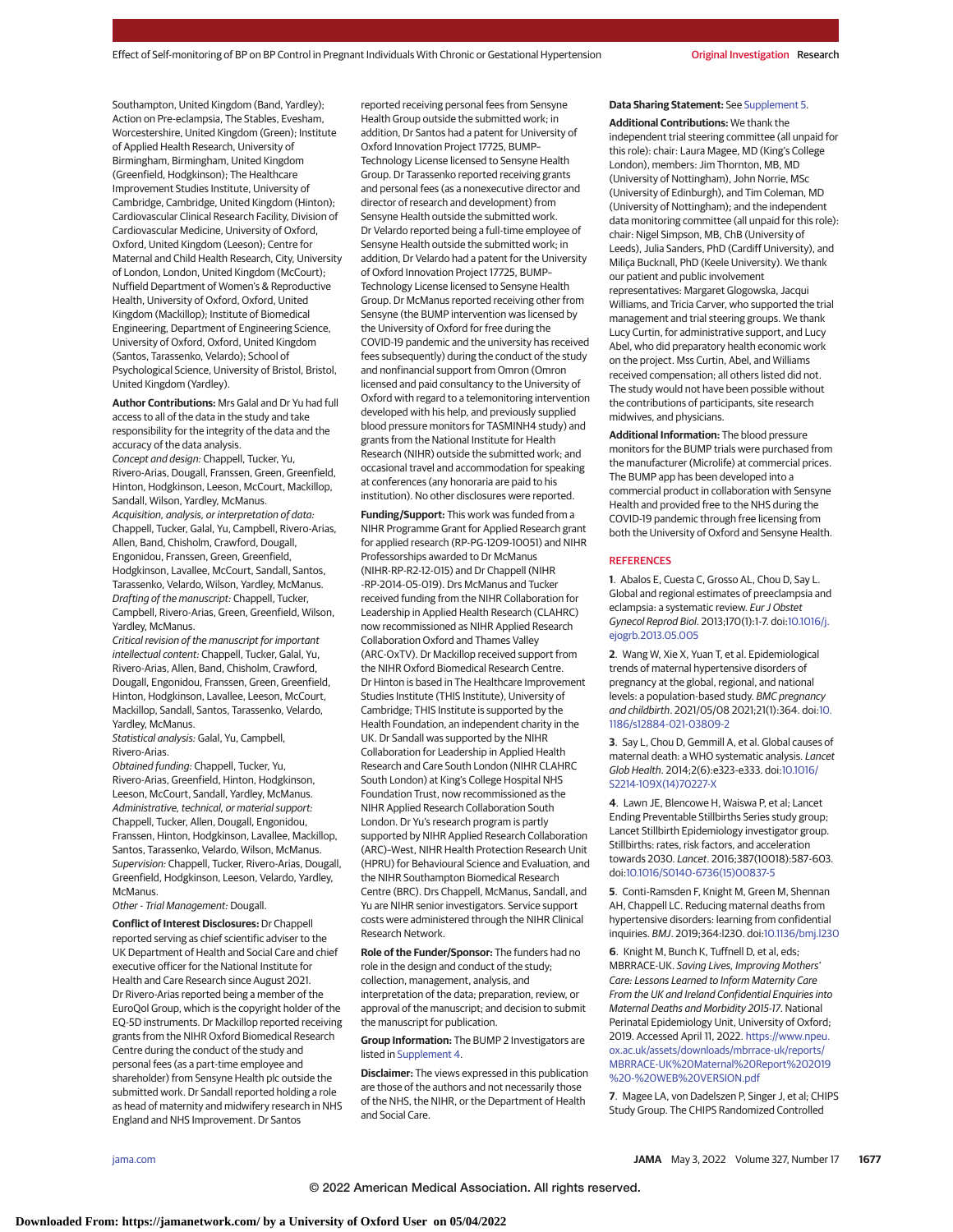Southampton, United Kingdom (Band, Yardley); Action on Pre-eclampsia, The Stables, Evesham, Worcestershire, United Kingdom (Green); Institute of Applied Health Research, University of Birmingham, Birmingham, United Kingdom (Greenfield, Hodgkinson); The Healthcare Improvement Studies Institute, University of Cambridge, Cambridge, United Kingdom (Hinton); Cardiovascular Clinical Research Facility, Division of Cardiovascular Medicine, University of Oxford, Oxford, United Kingdom (Leeson); Centre for Maternal and Child Health Research, City, University of London, London, United Kingdom (McCourt); Nuffield Department of Women's & Reproductive Health, University of Oxford, Oxford, United Kingdom (Mackillop); Institute of Biomedical Engineering, Department of Engineering Science, University of Oxford, Oxford, United Kingdom (Santos, Tarassenko, Velardo); School of Psychological Science, University of Bristol, Bristol, United Kingdom (Yardley).

**Author Contributions:** Mrs Galal and Dr Yu had full access to all of the data in the study and take responsibility for the integrity of the data and the accuracy of the data analysis.
*Concept and design:* Chappell, Tucker, Yu, Rivero-Arias, Dougall, Franssen, Green, Greenfield, Hinton, Hodgkinson, Leeson, McCourt, Mackillop, Sandall, Wilson, Yardley, McManus.
*Acquisition, analysis, or interpretation of data:* Chappell, Tucker, Galal, Yu, Campbell, Rivero-Arias, Allen, Band, Chisholm, Crawford, Dougall, Engonidou, Franssen, Green, Greenfield, Hodgkinson, Lavallee, McCourt, Sandall, Santos, Tarassenko, Velardo, Wilson, Yardley, McManus.
*Drafting of the manuscript:* Chappell, Tucker, Campbell, Rivero-Arias, Green, Greenfield, Wilson, Yardley, McManus.
*Critical revision of the manuscript for important intellectual content:* Chappell, Tucker, Galal, Yu, Rivero-Arias, Allen, Band, Chisholm, Crawford, Dougall, Engonidou, Franssen, Green, Greenfield, Hinton, Hodgkinson, Lavallee, Leeson, McCourt, Mackillop, Sandall, Santos, Tarassenko, Velardo, Yardley, McManus.
*Statistical analysis:* Galal, Yu, Campbell, Rivero-Arias.
*Obtained funding:* Chappell, Tucker, Yu, Rivero-Arias, Greenfield, Hinton, Hodgkinson, Leeson, McCourt, Sandall, Yardley, McManus.
*Administrative, technical, or material support:* Chappell, Tucker, Allen, Dougall, Engonidou, Franssen, Hinton, Hodgkinson, Lavallee, Mackillop, Santos, Tarassenko, Velardo, Wilson, McManus.
*Supervision:* Chappell, Tucker, Rivero-Arias, Dougall, Greenfield, Hodgkinson, Leeson, Velardo, Yardley, McManus.
*Other - Trial Management:* Dougall.

**Conflict of Interest Disclosures:** Dr Chappell reported serving as chief scientific adviser to the UK Department of Health and Social Care and chief executive officer for the National Institute for Health and Care Research since August 2021. Dr Rivero-Arias reported being a member of the EuroQol Group, which is the copyright holder of the EQ-5D instruments. Dr Mackillop reported receiving grants from the NIHR Oxford Biomedical Research Centre during the conduct of the study and personal fees (as a part-time employee and shareholder) from Sensyne Health plc outside the submitted work. Dr Sandall reported holding a role as head of maternity and midwifery research in NHS England and NHS Improvement. Dr Santos reported receiving personal fees from Sensyne Health Group outside the submitted work; in addition, Dr Santos had a patent for University of Oxford Innovation Project 17725, BUMP–Technology License licensed to Sensyne Health Group. Dr Tarassenko reported receiving grants and personal fees (as a nonexecutive director and director of research and development) from Sensyne Health outside the submitted work. Dr Velardo reported being a full-time employee of Sensyne Health outside the submitted work; in addition, Dr Velardo had a patent for the University of Oxford Innovation Project 17725, BUMP–Technology License licensed to Sensyne Health Group. Dr McManus reported receiving other from Sensyne (the BUMP intervention was licensed by the University of Oxford for free during the COVID-19 pandemic and the university has received fees subsequently) during the conduct of the study and nonfinancial support from Omron (Omron licensed and paid consultancy to the University of Oxford with regard to a telemonitoring intervention developed with his help, and previously supplied blood pressure monitors for TASMINH4 study) and grants from the National Institute for Health Research (NIHR) outside the submitted work; and occasional travel and accommodation for speaking at conferences (any honoraria are paid to his institution). No other disclosures were reported.

**Funding/Support:** This work was funded from a NIHR Programme Grant for Applied Research grant for applied research (RP-PG-1209-10051) and NIHR Professorships awarded to Dr McManus (NIHR-RP-R2-12-015) and Dr Chappell (NIHR -RP-2014-05-019). Drs McManus and Tucker received funding from the NIHR Collaboration for Leadership in Applied Health Research (CLAHRC) now recommissioned as NIHR Applied Research Collaboration Oxford and Thames Valley (ARC-OxTV). Dr Mackillop received support from the NIHR Oxford Biomedical Research Centre. Dr Hinton is based in The Healthcare Improvement Studies Institute (THIS Institute), University of Cambridge; THIS Institute is supported by the Health Foundation, an independent charity in the UK. Dr Sandall was supported by the NIHR Collaboration for Leadership in Applied Health Research and Care South London (NIHR CLAHRC South London) at King's College Hospital NHS Foundation Trust, now recommissioned as the NIHR Applied Research Collaboration South London. Dr Yu's research program is partly supported by NIHR Applied Research Collaboration (ARC)–West, NIHR Health Protection Research Unit (HPRU) for Behavioural Science and Evaluation, and the NIHR Southampton Biomedical Research Centre (BRC). Drs Chappell, McManus, Sandall, and Yu are NIHR senior investigators. Service support costs were administered through the NIHR Clinical Research Network.

**Role of the Funder/Sponsor:** The funders had no role in the design and conduct of the study; collection, management, analysis, and interpretation of the data; preparation, review, or approval of the manuscript; and decision to submit the manuscript for publication.

**Group Information:** The BUMP 2 Investigators are listed in Supplement 4.

**Disclaimer:** The views expressed in this publication are those of the authors and not necessarily those of the NHS, the NIHR, or the Department of Health and Social Care.

**Data Sharing Statement:** See Supplement 5.

**Additional Contributions:** We thank the independent trial steering committee (all unpaid for this role): chair: Laura Magee, MD (King's College London), members: Jim Thornton, MB, MD (University of Nottingham), John Norrie, MSc (University of Edinburgh), and Tim Coleman, MD (University of Nottingham); and the independent data monitoring committee (all unpaid for this role): chair: Nigel Simpson, MB, ChB (University of Leeds), Julia Sanders, PhD (Cardiff University), and Miliça Bucknall, PhD (Keele University). We thank our patient and public involvement representatives: Margaret Glogowska, Jacqui Williams, and Tricia Carver, who supported the trial management and trial steering groups. We thank Lucy Curtin, for administrative support, and Lucy Abel, who did preparatory health economic work on the project. Mss Curtin, Abel, and Williams received compensation; all others listed did not. The study would not have been possible without the contributions of participants, site research midwives, and physicians.

**Additional Information:** The blood pressure monitors for the BUMP trials were purchased from the manufacturer (Microlife) at commercial prices. The BUMP app has been developed into a commercial product in collaboration with Sensyne Health and provided free to the NHS during the COVID-19 pandemic through free licensing from both the University of Oxford and Sensyne Health.

## REFERENCES

1. Abalos E, Cuesta C, Grosso AL, Chou D, Say L. Global and regional estimates of preeclampsia and eclampsia: a systematic review. *Eur J Obstet Gynecol Reprod Biol*. 2013;170(1):1-7. doi:10.1016/j.ejogrb.2013.05.005

2. Wang W, Xie X, Yuan T, et al. Epidemiological trends of maternal hypertensive disorders of pregnancy at the global, regional, and national levels: a population-based study. *BMC pregnancy and childbirth*. 2021/05/08 2021;21(1):364. doi:10.1186/s12884-021-03809-2

3. Say L, Chou D, Gemmill A, et al. Global causes of maternal death: a WHO systematic analysis. *Lancet Glob Health*. 2014;2(6):e323-e333. doi:10.1016/S2214-109X(14)70227-X

4. Lawn JE, Blencowe H, Waiswa P, et al; Lancet Ending Preventable Stillbirths Series study group; Lancet Stillbirth Epidemiology investigator group. Stillbirths: rates, risk factors, and acceleration towards 2030. *Lancet*. 2016;387(10018):587-603. doi:10.1016/S0140-6736(15)00837-5

5. Conti-Ramsden F, Knight M, Green M, Shennan AH, Chappell LC. Reducing maternal deaths from hypertensive disorders: learning from confidential inquiries. *BMJ*. 2019;364:l230. doi:10.1136/bmj.l230

6. Knight M, Bunch K, Tuffnell D, et al, eds; MBRRACE-UK. *Saving Lives, Improving Mothers' Care: Lessons Learned to Inform Maternity Care From the UK and Ireland Confidential Enquiries into Maternal Deaths and Morbidity 2015-17*. National Perinatal Epidemiology Unit, University of Oxford; 2019. Accessed April 11, 2022. https://www.npeu.ox.ac.uk/assets/downloads/mbrrace-uk/reports/MBRRACE-UK%20Maternal%20Report%202019%20-%20WEB%20VERSION.pdf

7. Magee LA, von Dadelszen P, Singer J, et al; CHIPS Study Group. The CHIPS Randomized Controlled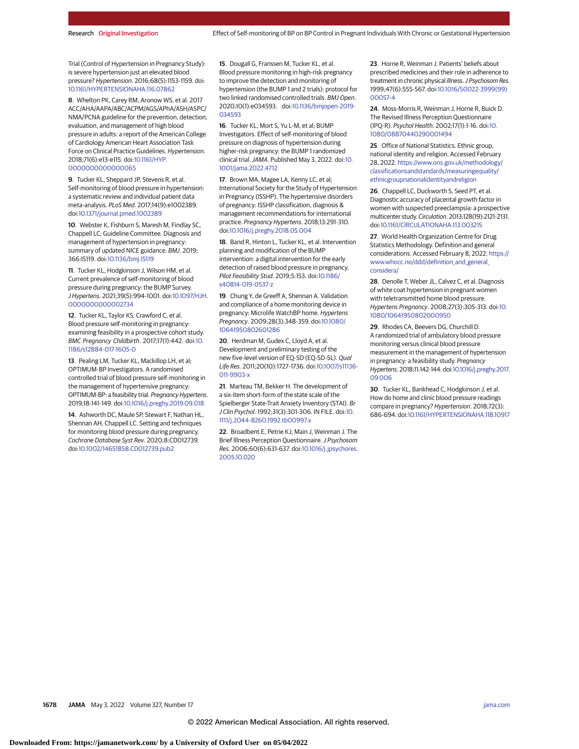Trial (Control of Hypertension in Pregnancy Study): is severe hypertension just an elevated blood pressure? *Hypertension*. 2016;68(5):1153-1159. doi:10.1161/HYPERTENSIONAHA.116.07862

8. Whelton PK, Carey RM, Aronow WS, et al. 2017 ACC/AHA/AAPA/ABC/ACPM/AGS/APhA/ASH/ASPC/NMA/PCNA guideline for the prevention, detection, evaluation, and management of high blood pressure in adults: a report of the American College of Cardiology American Heart Association Task Force on Clinical Practice Guidelines. *Hypertension*. 2018;71(6):e13-e115. doi:10.1161/HYP.0000000000000065

9. Tucker KL, Sheppard JP, Stevens R, et al. Self-monitoring of blood pressure in hypertension: a systematic review and individual patient data meta-analysis. *PLoS Med*. 2017;14(9):e1002389. doi:10.1371/journal.pmed.1002389

10. Webster K, Fishburn S, Maresh M, Findlay SC, Chappell LC; Guideline Committee. Diagnosis and management of hypertension in pregnancy: summary of updated NICE guidance. *BMJ*. 2019;366:l5119. doi:10.1136/bmj.l5119

11. Tucker KL, Hodgkinson J, Wilson HM, et al. Current prevalence of self-monitoring of blood pressure during pregnancy: the BUMP Survey. *J Hypertens*. 2021;39(5):994-1001. doi:10.1097/HJH.0000000000002734

12. Tucker KL, Taylor KS, Crawford C, et al. Blood pressure self-monitoring in pregnancy: examining feasibility in a prospective cohort study. *BMC Pregnancy Childbirth*. 2017;17(1):442. doi:10.1186/s12884-017-1605-0

13. Pealing LM, Tucker KL, Mackillop LH, et al; OPTIMUM-BP Investigators. A randomised controlled trial of blood pressure self-monitoring in the management of hypertensive pregnancy: OPTIMUM-BP: a feasibility trial. *Pregnancy Hypertens*. 2019;18:141-149. doi:10.1016/j.preghy.2019.09.018

14. Ashworth DC, Maule SP, Stewart F, Nathan HL, Shennan AH, Chappell LC. Setting and techniques for monitoring blood pressure during pregnancy. *Cochrane Database Syst Rev*. 2020;8:CD012739. doi:10.1002/14651858.CD012739.pub2

15. Dougall G, Franssen M, Tucker KL, et al. Blood pressure monitoring in high-risk pregnancy to improve the detection and monitoring of hypertension (the BUMP 1 and 2 trials): protocol for two linked randomised controlled trials. *BMJ Open*. 2020;10(1):e034593. doi:10.1136/bmjopen-2019-034593

16. Tucker KL, Mort S, Yu L-M, et al; BUMP Investigators. Effect of self-monitoring of blood pressure on diagnosis of hypertension during higher-risk pregnancy: the BUMP 1 randomized clinical trial. *JAMA*. Published May 3, 2022. doi:10.1001/jama.2022.4712

17. Brown MA, Magee LA, Kenny LC, et al; International Society for the Study of Hypertension in Pregnancy (ISSHP). The hypertensive disorders of pregnancy: ISSHP classification, diagnosis & management recommendations for international practice. *Pregnancy Hypertens*. 2018;13:291-310. doi:10.1016/j.preghy.2018.05.004

18. Band R, Hinton L, Tucker KL, et al. Intervention planning and modification of the BUMP intervention: a digital intervention for the early detection of raised blood pressure in pregnancy. *Pilot Feasibility Stud*. 2019;5:153. doi:10.1186/s40814-019-0537-z

19. Chung Y, de Greeff A, Shennan A. Validation and compliance of a home monitoring device in pregnancy: Microlife WatchBP home. *Hypertens Pregnancy*. 2009;28(3):348-359. doi:10.1080/10641950802601286

20. Herdman M, Gudex C, Lloyd A, et al. Development and preliminary testing of the new five-level version of EQ-5D (EQ-5D-5L). *Qual Life Res*. 2011;20(10):1727-1736. doi:10.1007/s11136-011-9903-x

21. Marteau TM, Bekker H. The development of a six-item short-form of the state scale of the Spielberger State-Trait Anxiety Inventory (STAI). *Br J Clin Psychol*. 1992;31(3):301-306. IN FILE. doi:10.1111/j.2044-8260.1992.tb00997.x

22. Broadbent E, Petrie KJ, Main J, Weinman J. The Brief Illness Perception Questionnaire. *J Psychosom Res*. 2006;60(6):631-637. doi:10.1016/j.jpsychores.2005.10.020

23. Horne R, Weinman J. Patients' beliefs about prescribed medicines and their role in adherence to treatment in chronic physical illness. *J Psychosom Res*. 1999;47(6):555-567. doi:10.1016/S0022-3999(99)00057-4

24. Moss-Morris R, Weinman J, Horne R, Buick D. The Revised Illness Perception Questionnaire (IPQ-R). *Psychol Health*. 2002;17(1):1-16. doi:10.1080/08870440290001494

25. Office of National Statistics. Ethnic group, national identity and religion. Accessed February 28, 2022. https://www.ons.gov.uk/methodology/classificationsandstandards/measuringequality/ethnicgroupnationalidentityandreligion

26. Chappell LC, Duckworth S, Seed PT, et al. Diagnostic accuracy of placental growth factor in women with suspected preeclampsia: a prospective multicenter study. *Circulation*. 2013;128(19):2121-2131. doi:10.1161/CIRCULATIONAHA.113.003215

27. World Health Organization Centre for Drug Statistics Methodology. Definition and general considerations. Accessed February 8, 2022. https://www.whocc.no/ddd/definition_and_general_considera/

28. Denolle T, Weber JL, Calvez C, et al. Diagnosis of white coat hypertension in pregnant women with teletransmitted home blood pressure. *Hypertens Pregnancy*. 2008;27(3):305-313. doi:10.1080/10641950802000950

29. Rhodes CA, Beevers DG, Churchill D. A randomized trial of ambulatory blood pressure monitoring versus clinical blood pressure measurement in the management of hypertension in pregnancy: a feasibility study. *Pregnancy Hypertens*. 2018;11:142-144. doi:10.1016/j.preghy.2017.09.006

30. Tucker KL, Bankhead C, Hodgkinson J, et al. How do home and clinic blood pressure readings compare in pregnancy? *Hypertension*. 2018;72(3):686-694. doi:10.1161/HYPERTENSIONAHA.118.10917